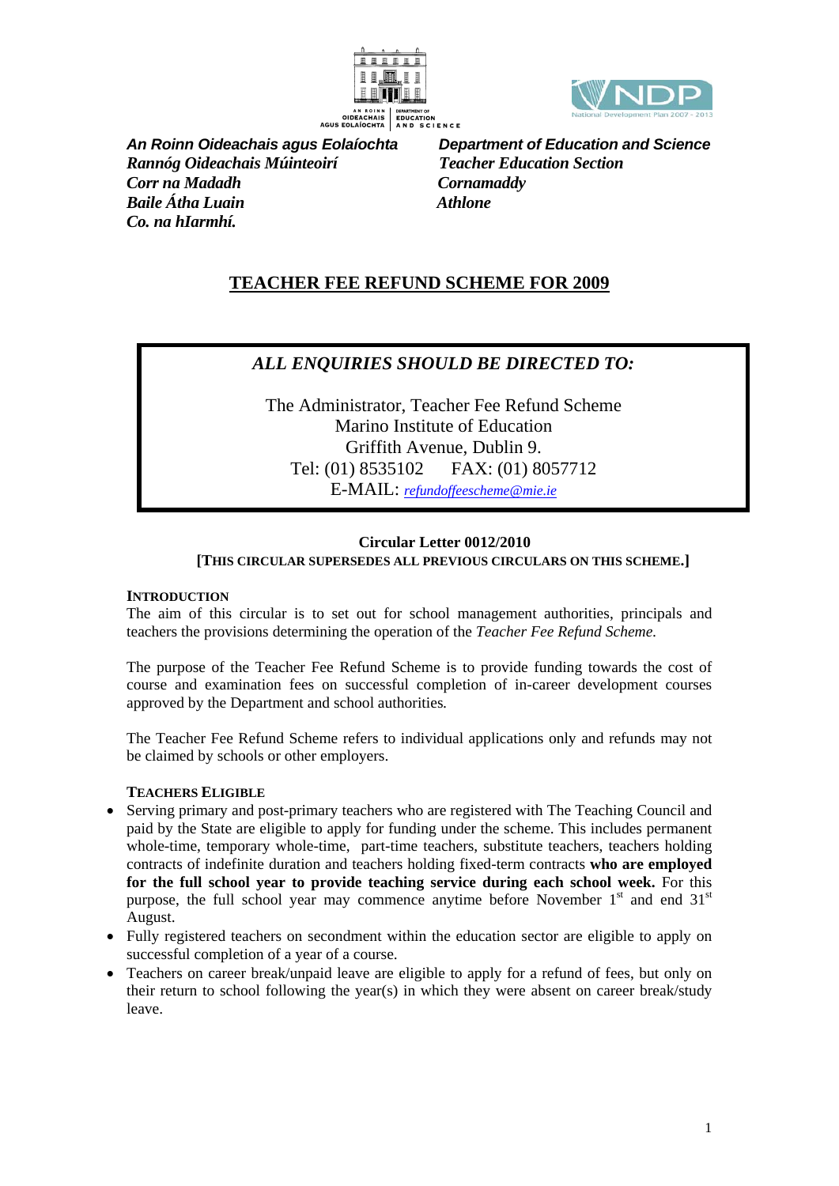***An Roinn Oideachais agus Eolaíochta***
***Rannóg Oideachais Múinteoirí***
***Corr na Madadh***
***Baile Átha Luain***
***Co. na hIarmhí.***

***Department of Education and Science***
***Teacher Education Section***
***Cornamaddy***
***Athlone***

# TEACHER FEE REFUND SCHEME FOR 2009

***ALL ENQUIRIES SHOULD BE DIRECTED TO:***

The Administrator, Teacher Fee Refund Scheme
Marino Institute of Education
Griffith Avenue, Dublin 9.
Tel: (01) 8535102 FAX: (01) 8057712
E-MAIL: *refundoffeescheme@mie.ie*

**Circular Letter 0012/2010**
**[THIS CIRCULAR SUPERSEDES ALL PREVIOUS CIRCULARS ON THIS SCHEME.]**

## INTRODUCTION

The aim of this circular is to set out for school management authorities, principals and teachers the provisions determining the operation of the *Teacher Fee Refund Scheme.*

The purpose of the Teacher Fee Refund Scheme is to provide funding towards the cost of course and examination fees on successful completion of in-career development courses approved by the Department and school authorities.

The Teacher Fee Refund Scheme refers to individual applications only and refunds may not be claimed by schools or other employers.

## TEACHERS ELIGIBLE

- Serving primary and post-primary teachers who are registered with The Teaching Council and paid by the State are eligible to apply for funding under the scheme. This includes permanent whole-time, temporary whole-time, part-time teachers, substitute teachers, teachers holding contracts of indefinite duration and teachers holding fixed-term contracts **who are employed for the full school year to provide teaching service during each school week.** For this purpose, the full school year may commence anytime before November 1st and end 31st August.
- Fully registered teachers on secondment within the education sector are eligible to apply on successful completion of a year of a course.
- Teachers on career break/unpaid leave are eligible to apply for a refund of fees, but only on their return to school following the year(s) in which they were absent on career break/study leave.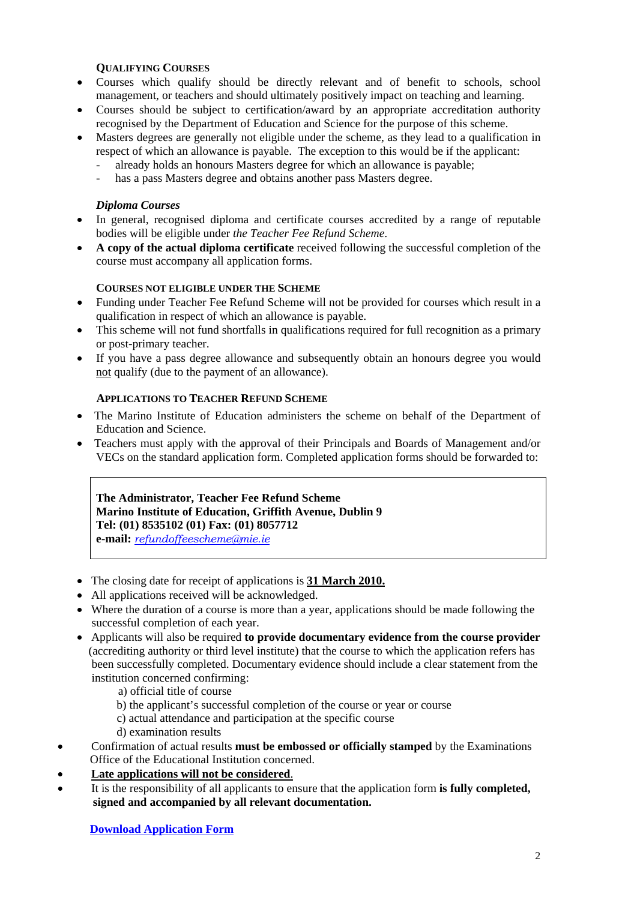### QUALIFYING COURSES

- Courses which qualify should be directly relevant and of benefit to schools, school management, or teachers and should ultimately positively impact on teaching and learning.
- Courses should be subject to certification/award by an appropriate accreditation authority recognised by the Department of Education and Science for the purpose of this scheme.
- Masters degrees are generally not eligible under the scheme, as they lead to a qualification in respect of which an allowance is payable. The exception to this would be if the applicant:
  - already holds an honours Masters degree for which an allowance is payable;
  - has a pass Masters degree and obtains another pass Masters degree.

#### *Diploma Courses*

- In general, recognised diploma and certificate courses accredited by a range of reputable bodies will be eligible under *the Teacher Fee Refund Scheme*.
- **A copy of the actual diploma certificate** received following the successful completion of the course must accompany all application forms.

### COURSES NOT ELIGIBLE UNDER THE SCHEME

- Funding under Teacher Fee Refund Scheme will not be provided for courses which result in a qualification in respect of which an allowance is payable.
- This scheme will not fund shortfalls in qualifications required for full recognition as a primary or post-primary teacher.
- If you have a pass degree allowance and subsequently obtain an honours degree you would not qualify (due to the payment of an allowance).

### APPLICATIONS TO TEACHER REFUND SCHEME

- The Marino Institute of Education administers the scheme on behalf of the Department of Education and Science.
- Teachers must apply with the approval of their Principals and Boards of Management and/or VECs on the standard application form. Completed application forms should be forwarded to:

> **The Administrator, Teacher Fee Refund Scheme**
> **Marino Institute of Education, Griffith Avenue, Dublin 9**
> **Tel: (01) 8535102 (01) Fax: (01) 8057712**
> **e-mail:** *refundoffeescheme@mie.ie*

- The closing date for receipt of applications is **31 March 2010.**
- All applications received will be acknowledged.
- Where the duration of a course is more than a year, applications should be made following the successful completion of each year.
- Applicants will also be required **to provide documentary evidence from the course provider** (accrediting authority or third level institute) that the course to which the application refers has been successfully completed. Documentary evidence should include a clear statement from the institution concerned confirming:
  - a) official title of course
  - b) the applicant's successful completion of the course or year or course
  - c) actual attendance and participation at the specific course
  - d) examination results
- Confirmation of actual results **must be embossed or officially stamped** by the Examinations Office of the Educational Institution concerned.
- **Late applications will not be considered**.
- It is the responsibility of all applicants to ensure that the application form **is fully completed, signed and accompanied by all relevant documentation.**

**Download Application Form**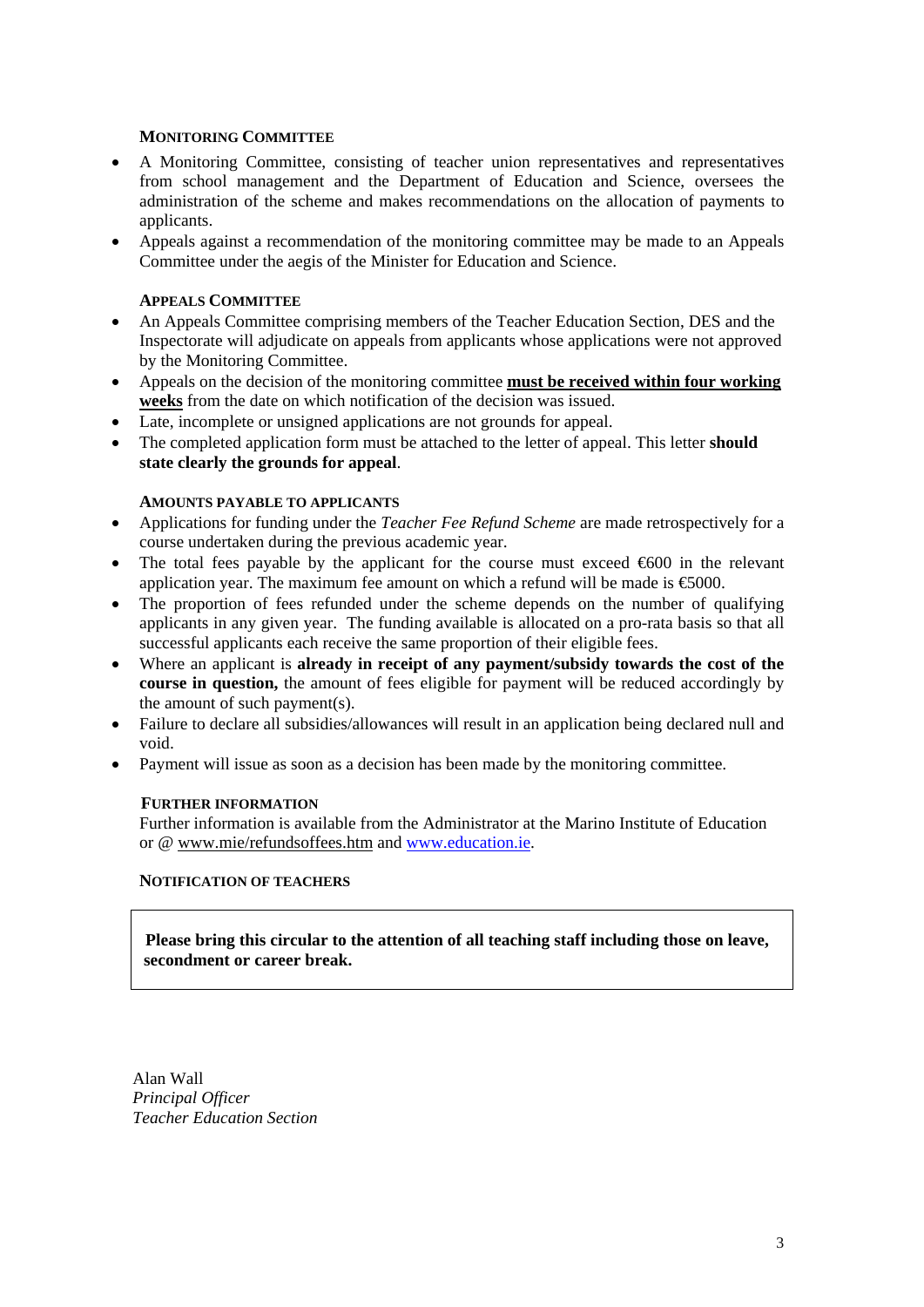### MONITORING COMMITTEE

- A Monitoring Committee, consisting of teacher union representatives and representatives from school management and the Department of Education and Science, oversees the administration of the scheme and makes recommendations on the allocation of payments to applicants.
- Appeals against a recommendation of the monitoring committee may be made to an Appeals Committee under the aegis of the Minister for Education and Science.

### APPEALS COMMITTEE

- An Appeals Committee comprising members of the Teacher Education Section, DES and the Inspectorate will adjudicate on appeals from applicants whose applications were not approved by the Monitoring Committee.
- Appeals on the decision of the monitoring committee **must be received within four working weeks** from the date on which notification of the decision was issued.
- Late, incomplete or unsigned applications are not grounds for appeal.
- The completed application form must be attached to the letter of appeal. This letter **should state clearly the grounds for appeal**.

### AMOUNTS PAYABLE TO APPLICANTS

- Applications for funding under the *Teacher Fee Refund Scheme* are made retrospectively for a course undertaken during the previous academic year.
- The total fees payable by the applicant for the course must exceed €600 in the relevant application year. The maximum fee amount on which a refund will be made is €5000.
- The proportion of fees refunded under the scheme depends on the number of qualifying applicants in any given year. The funding available is allocated on a pro-rata basis so that all successful applicants each receive the same proportion of their eligible fees.
- Where an applicant is **already in receipt of any payment/subsidy towards the cost of the course in question,** the amount of fees eligible for payment will be reduced accordingly by the amount of such payment(s).
- Failure to declare all subsidies/allowances will result in an application being declared null and void.
- Payment will issue as soon as a decision has been made by the monitoring committee.

### FURTHER INFORMATION

Further information is available from the Administrator at the Marino Institute of Education or @ www.mie/refundsoffees.htm and www.education.ie.

### NOTIFICATION OF TEACHERS

**Please bring this circular to the attention of all teaching staff including those on leave, secondment or career break.**

Alan Wall
*Principal Officer*
*Teacher Education Section*